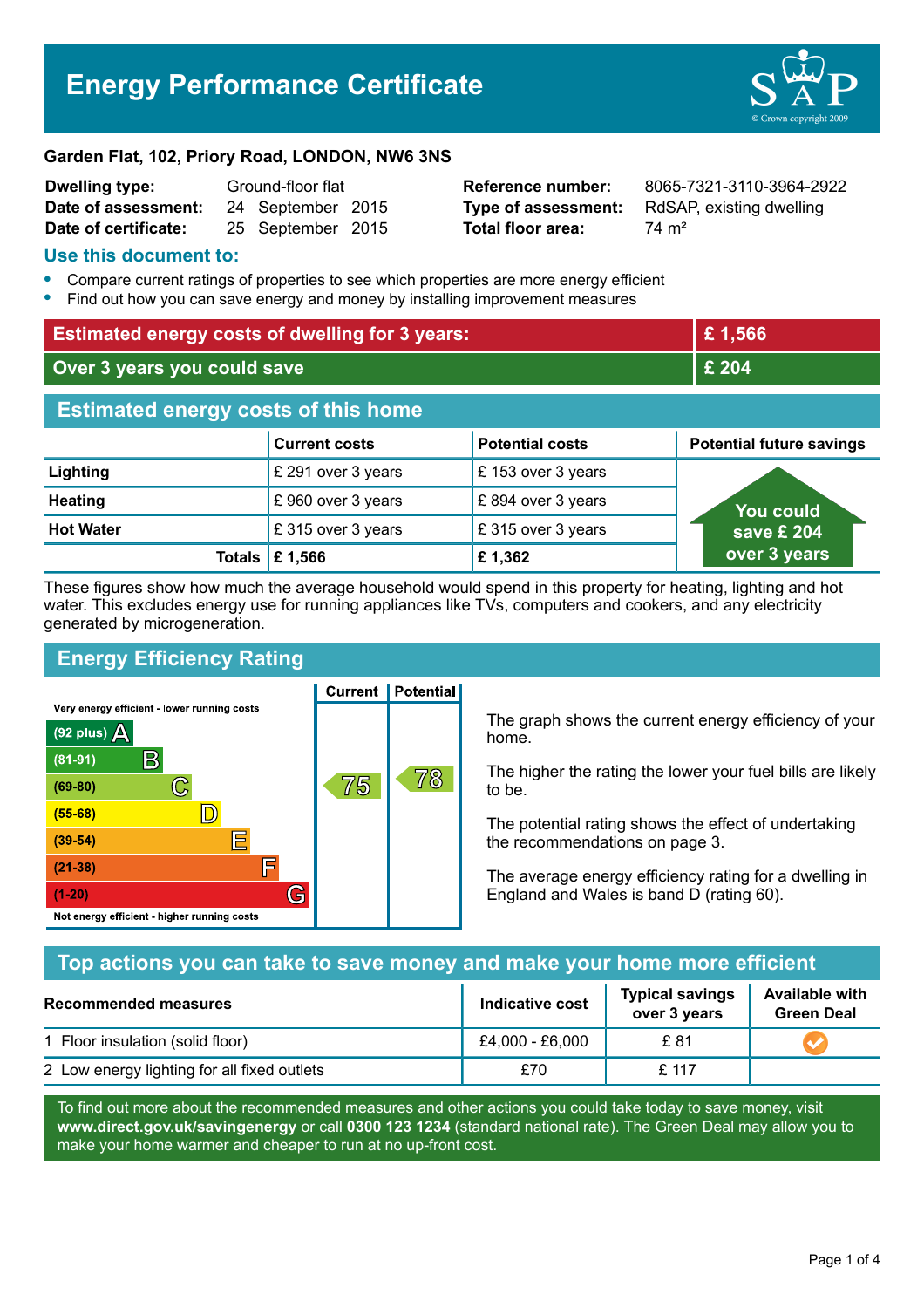# Energy Performance Certificate

**Garden Flat, 102, Priory Road, LONDON, NW6 3NS**

| | | | |
|---|---|---|---|
| **Dwelling type:** | Ground-floor flat | **Reference number:** | 8065-7321-3110-3964-2922 |
| **Date of assessment:** | 24 September 2015 | **Type of assessment:** | RdSAP, existing dwelling |
| **Date of certificate:** | 25 September 2015 | **Total floor area:** | 74 m² |

## Use this document to:

- Compare current ratings of properties to see which properties are more energy efficient
- Find out how you can save energy and money by installing improvement measures

| | |
|---|---|
| **Estimated energy costs of dwelling for 3 years:** | **£ 1,566** |
| **Over 3 years you could save** | **£ 204** |

## Estimated energy costs of this home

| | Current costs | Potential costs | Potential future savings |
|---|---|---|---|
| **Lighting** | £ 291 over 3 years | £ 153 over 3 years | You could save £ 204 over 3 years |
| **Heating** | £ 960 over 3 years | £ 894 over 3 years | |
| **Hot Water** | £ 315 over 3 years | £ 315 over 3 years | |
| **Totals** | **£ 1,566** | **£ 1,362** | |

These figures show how much the average household would spend in this property for heating, lighting and hot water. This excludes energy use for running appliances like TVs, computers and cookers, and any electricity generated by microgeneration.

## Energy Efficiency Rating

| Rating band | Current | Potential |
|---|---|---|
| Very energy efficient - lower running costs | | |
| (92 plus) A | | |
| (81-91) B | | |
| (69-80) C | 75 | 78 |
| (55-68) D | | |
| (39-54) E | | |
| (21-38) F | | |
| (1-20) G | | |
| Not energy efficient - higher running costs | | |

The graph shows the current energy efficiency of your home.

The higher the rating the lower your fuel bills are likely to be.

The potential rating shows the effect of undertaking the recommendations on page 3.

The average energy efficiency rating for a dwelling in England and Wales is band D (rating 60).

## Top actions you can take to save money and make your home more efficient

| Recommended measures | Indicative cost | Typical savings over 3 years | Available with Green Deal |
|---|---|---|---|
| 1 Floor insulation (solid floor) | £4,000 - £6,000 | £ 81 | ✔ |
| 2 Low energy lighting for all fixed outlets | £70 | £ 117 | |

To find out more about the recommended measures and other actions you could take today to save money, visit **www.direct.gov.uk/savingenergy** or call **0300 123 1234** (standard national rate). The Green Deal may allow you to make your home warmer and cheaper to run at no up-front cost.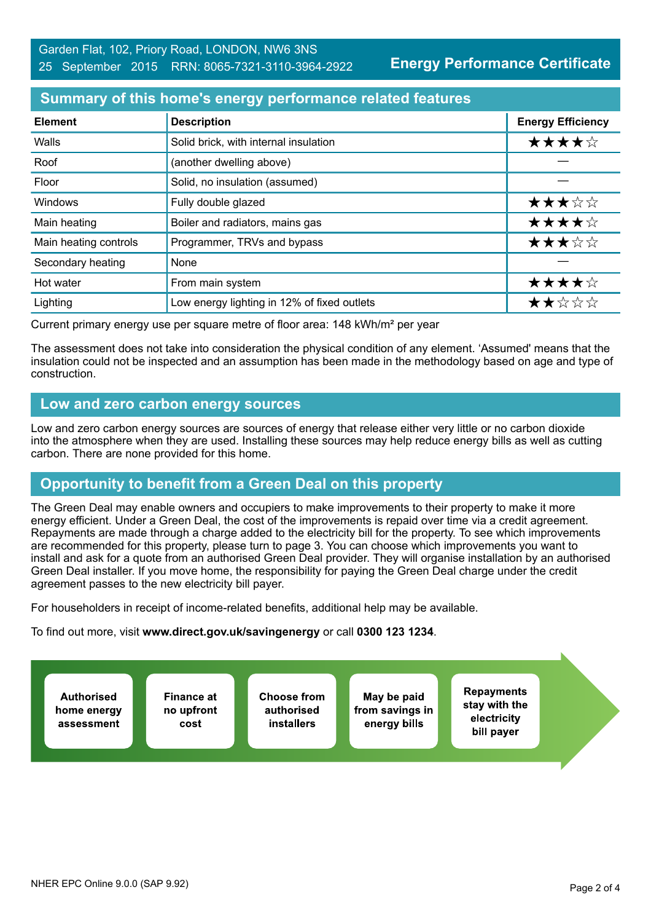Garden Flat, 102, Priory Road, LONDON, NW6 3NS
25 September 2015 RRN: 8065-7321-3110-3964-2922

**Energy Performance Certificate**

## Summary of this home's energy performance related features

| Element | Description | Energy Efficiency |
|---|---|---|
| Walls | Solid brick, with internal insulation | ★★★★☆ |
| Roof | (another dwelling above) | — |
| Floor | Solid, no insulation (assumed) | — |
| Windows | Fully double glazed | ★★★☆☆ |
| Main heating | Boiler and radiators, mains gas | ★★★★☆ |
| Main heating controls | Programmer, TRVs and bypass | ★★★☆☆ |
| Secondary heating | None | — |
| Hot water | From main system | ★★★★☆ |
| Lighting | Low energy lighting in 12% of fixed outlets | ★★☆☆☆ |

Current primary energy use per square metre of floor area: 148 kWh/m² per year

The assessment does not take into consideration the physical condition of any element. 'Assumed' means that the insulation could not be inspected and an assumption has been made in the methodology based on age and type of construction.

## Low and zero carbon energy sources

Low and zero carbon energy sources are sources of energy that release either very little or no carbon dioxide into the atmosphere when they are used. Installing these sources may help reduce energy bills as well as cutting carbon. There are none provided for this home.

## Opportunity to benefit from a Green Deal on this property

The Green Deal may enable owners and occupiers to make improvements to their property to make it more energy efficient. Under a Green Deal, the cost of the improvements is repaid over time via a credit agreement. Repayments are made through a charge added to the electricity bill for the property. To see which improvements are recommended for this property, please turn to page 3. You can choose which improvements you want to install and ask for a quote from an authorised Green Deal provider. They will organise installation by an authorised Green Deal installer. If you move home, the responsibility for paying the Green Deal charge under the credit agreement passes to the new electricity bill payer.

For householders in receipt of income-related benefits, additional help may be available.

To find out more, visit **www.direct.gov.uk/savingenergy** or call **0300 123 1234**.

- **Authorised home energy assessment**
- **Finance at no upfront cost**
- **Choose from authorised installers**
- **May be paid from savings in energy bills**
- **Repayments stay with the electricity bill payer**

NHER EPC Online 9.0.0 (SAP 9.92)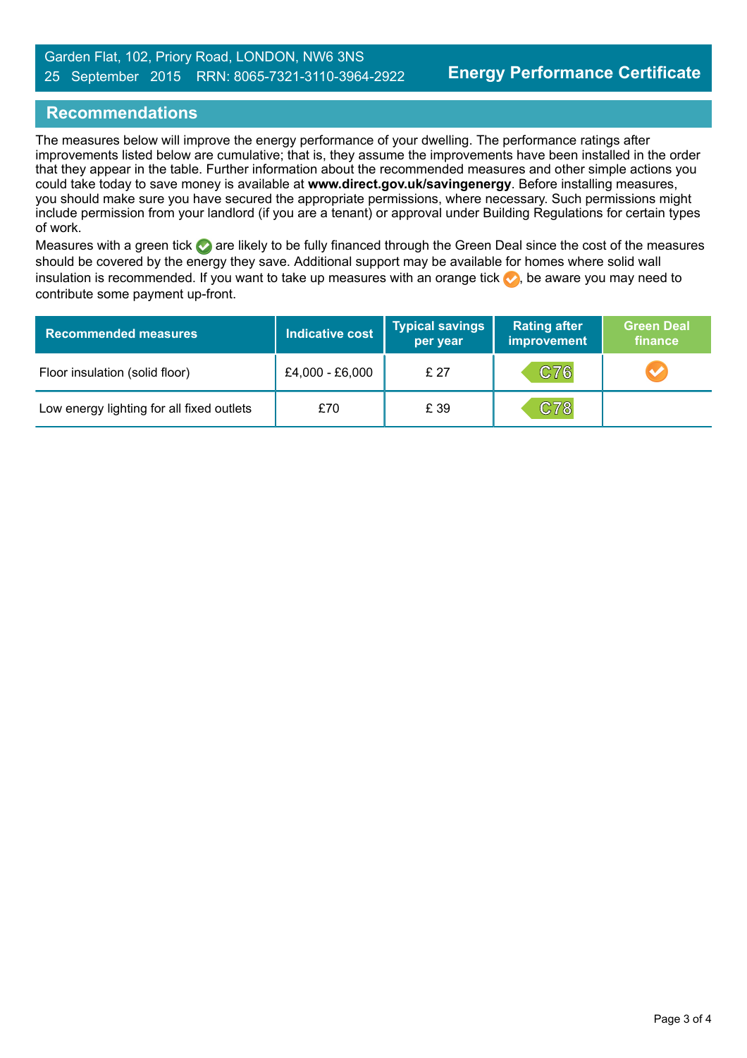Garden Flat, 102, Priory Road, LONDON, NW6 3NS
25 September 2015 RRN: 8065-7321-3110-3964-2922

**Energy Performance Certificate**

## Recommendations

The measures below will improve the energy performance of your dwelling. The performance ratings after improvements listed below are cumulative; that is, they assume the improvements have been installed in the order that they appear in the table. Further information about the recommended measures and other simple actions you could take today to save money is available at **www.direct.gov.uk/savingenergy**. Before installing measures, you should make sure you have secured the appropriate permissions, where necessary. Such permissions might include permission from your landlord (if you are a tenant) or approval under Building Regulations for certain types of work.

Measures with a green tick ✔ are likely to be fully financed through the Green Deal since the cost of the measures should be covered by the energy they save. Additional support may be available for homes where solid wall insulation is recommended. If you want to take up measures with an orange tick ✔, be aware you may need to contribute some payment up-front.

| Recommended measures | Indicative cost | Typical savings per year | Rating after improvement | Green Deal finance |
|---|---|---|---|---|
| Floor insulation (solid floor) | £4,000 - £6,000 | £ 27 | C76 | ✔ (orange) |
| Low energy lighting for all fixed outlets | £70 | £ 39 | C78 | |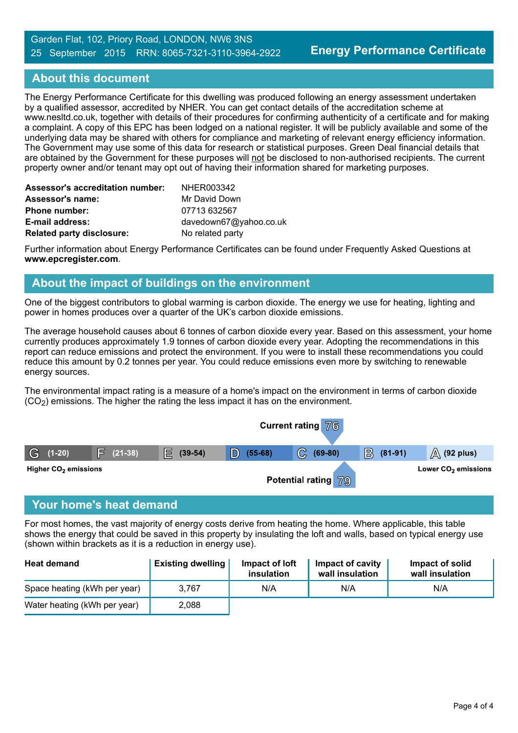Garden Flat, 102, Priory Road, LONDON, NW6 3NS
25 September 2015 RRN: 8065-7321-3110-3964-2922

**Energy Performance Certificate**

## About this document

The Energy Performance Certificate for this dwelling was produced following an energy assessment undertaken by a qualified assessor, accredited by NHER. You can get contact details of the accreditation scheme at www.nesltd.co.uk, together with details of their procedures for confirming authenticity of a certificate and for making a complaint. A copy of this EPC has been lodged on a national register. It will be publicly available and some of the underlying data may be shared with others for compliance and marketing of relevant energy efficiency information. The Government may use some of this data for research or statistical purposes. Green Deal financial details that are obtained by the Government for these purposes will not be disclosed to non-authorised recipients. The current property owner and/or tenant may opt out of having their information shared for marketing purposes.

| | |
|---|---|
| **Assessor's accreditation number:** | NHER003342 |
| **Assessor's name:** | Mr David Down |
| **Phone number:** | 07713 632567 |
| **E-mail address:** | davedown67@yahoo.co.uk |
| **Related party disclosure:** | No related party |

Further information about Energy Performance Certificates can be found under Frequently Asked Questions at **www.epcregister.com**.

## About the impact of buildings on the environment

One of the biggest contributors to global warming is carbon dioxide. The energy we use for heating, lighting and power in homes produces over a quarter of the UK's carbon dioxide emissions.

The average household causes about 6 tonnes of carbon dioxide every year. Based on this assessment, your home currently produces approximately 1.9 tonnes of carbon dioxide every year. Adopting the recommendations in this report can reduce emissions and protect the environment. If you were to install these recommendations you could reduce this amount by 0.2 tonnes per year. You could reduce emissions even more by switching to renewable energy sources.

The environmental impact rating is a measure of a home's impact on the environment in terms of carbon dioxide ($CO_2$) emissions. The higher the rating the less impact it has on the environment.

Current rating 76

G (1-20) F (21-38) E (39-54) D (55-68) C (69-80) B (81-91) A (92 plus)

Higher $CO_2$ emissions

Lower $CO_2$ emissions

Potential rating 79

## Your home's heat demand

For most homes, the vast majority of energy costs derive from heating the home. Where applicable, this table shows the energy that could be saved in this property by insulating the loft and walls, based on typical energy use (shown within brackets as it is a reduction in energy use).

| Heat demand | Existing dwelling | Impact of loft insulation | Impact of cavity wall insulation | Impact of solid wall insulation |
|---|---|---|---|---|
| Space heating (kWh per year) | 3,767 | N/A | N/A | N/A |
| Water heating (kWh per year) | 2,088 | | | |